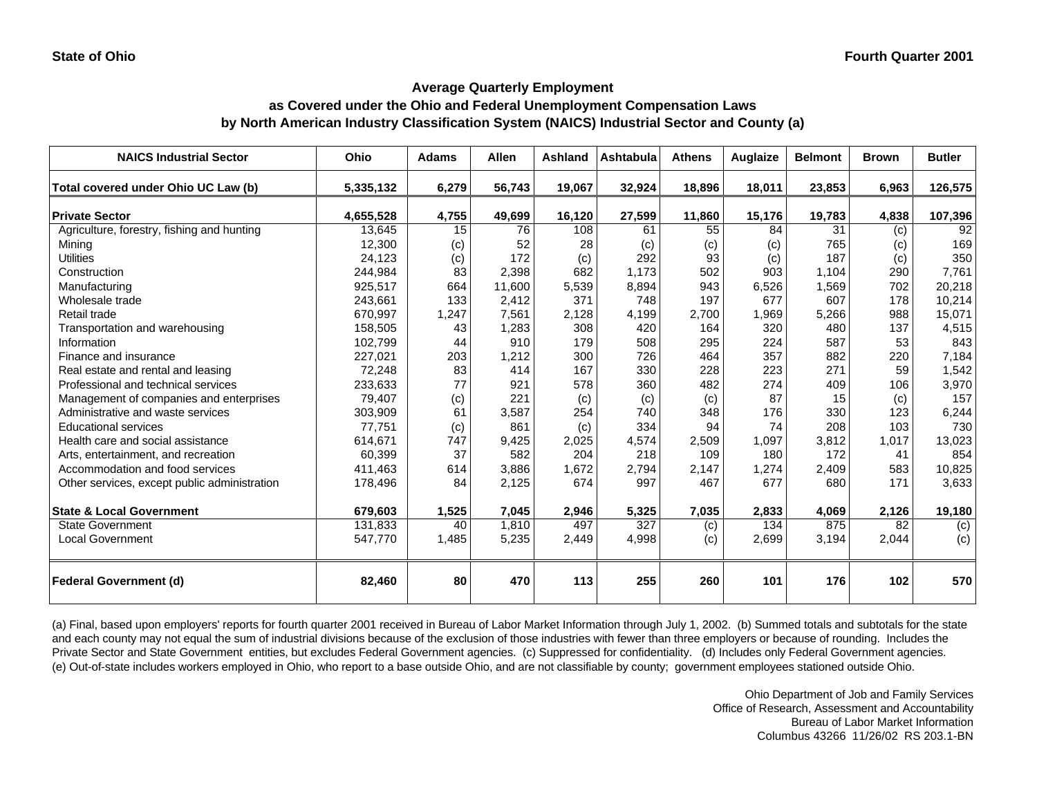State of Ohio

Fourth Quarter 2001

### Average Quarterly Employment
### as Covered under the Ohio and Federal Unemployment Compensation Laws
### by North American Industry Classification System (NAICS) Industrial Sector and County (a)

| NAICS Industrial Sector | Ohio | Adams | Allen | Ashland | Ashtabula | Athens | Auglaize | Belmont | Brown | Butler |
|---|---|---|---|---|---|---|---|---|---|---|
| **Total covered under Ohio UC Law (b)** | **5,335,132** | **6,279** | **56,743** | **19,067** | **32,924** | **18,896** | **18,011** | **23,853** | **6,963** | **126,575** |
| **Private Sector** | **4,655,528** | **4,755** | **49,699** | **16,120** | **27,599** | **11,860** | **15,176** | **19,783** | **4,838** | **107,396** |
| Agriculture, forestry, fishing and hunting | 13,645 | 15 | 76 | 108 | 61 | 55 | 84 | 31 | (c) | 92 |
| Mining | 12,300 | (c) | 52 | 28 | (c) | (c) | (c) | 765 | (c) | 169 |
| Utilities | 24,123 | (c) | 172 | (c) | 292 | 93 | (c) | 187 | (c) | 350 |
| Construction | 244,984 | 83 | 2,398 | 682 | 1,173 | 502 | 903 | 1,104 | 290 | 7,761 |
| Manufacturing | 925,517 | 664 | 11,600 | 5,539 | 8,894 | 943 | 6,526 | 1,569 | 702 | 20,218 |
| Wholesale trade | 243,661 | 133 | 2,412 | 371 | 748 | 197 | 677 | 607 | 178 | 10,214 |
| Retail trade | 670,997 | 1,247 | 7,561 | 2,128 | 4,199 | 2,700 | 1,969 | 5,266 | 988 | 15,071 |
| Transportation and warehousing | 158,505 | 43 | 1,283 | 308 | 420 | 164 | 320 | 480 | 137 | 4,515 |
| Information | 102,799 | 44 | 910 | 179 | 508 | 295 | 224 | 587 | 53 | 843 |
| Finance and insurance | 227,021 | 203 | 1,212 | 300 | 726 | 464 | 357 | 882 | 220 | 7,184 |
| Real estate and rental and leasing | 72,248 | 83 | 414 | 167 | 330 | 228 | 223 | 271 | 59 | 1,542 |
| Professional and technical services | 233,633 | 77 | 921 | 578 | 360 | 482 | 274 | 409 | 106 | 3,970 |
| Management of companies and enterprises | 79,407 | (c) | 221 | (c) | (c) | (c) | 87 | 15 | (c) | 157 |
| Administrative and waste services | 303,909 | 61 | 3,587 | 254 | 740 | 348 | 176 | 330 | 123 | 6,244 |
| Educational services | 77,751 | (c) | 861 | (c) | 334 | 94 | 74 | 208 | 103 | 730 |
| Health care and social assistance | 614,671 | 747 | 9,425 | 2,025 | 4,574 | 2,509 | 1,097 | 3,812 | 1,017 | 13,023 |
| Arts, entertainment, and recreation | 60,399 | 37 | 582 | 204 | 218 | 109 | 180 | 172 | 41 | 854 |
| Accommodation and food services | 411,463 | 614 | 3,886 | 1,672 | 2,794 | 2,147 | 1,274 | 2,409 | 583 | 10,825 |
| Other services, except public administration | 178,496 | 84 | 2,125 | 674 | 997 | 467 | 677 | 680 | 171 | 3,633 |
| **State & Local Government** | **679,603** | **1,525** | **7,045** | **2,946** | **5,325** | **7,035** | **2,833** | **4,069** | **2,126** | **19,180** |
| State Government | 131,833 | 40 | 1,810 | 497 | 327 | (c) | 134 | 875 | 82 | (c) |
| Local Government | 547,770 | 1,485 | 5,235 | 2,449 | 4,998 | (c) | 2,699 | 3,194 | 2,044 | (c) |
| **Federal Government (d)** | **82,460** | **80** | **470** | **113** | **255** | **260** | **101** | **176** | **102** | **570** |

(a) Final, based upon employers' reports for fourth quarter 2001 received in Bureau of Labor Market Information through July 1, 2002. (b) Summed totals and subtotals for the state and each county may not equal the sum of industrial divisions because of the exclusion of those industries with fewer than three employers or because of rounding. Includes the Private Sector and State Government entities, but excludes Federal Government agencies. (c) Suppressed for confidentiality. (d) Includes only Federal Government agencies. (e) Out-of-state includes workers employed in Ohio, who report to a base outside Ohio, and are not classifiable by county; government employees stationed outside Ohio.

Ohio Department of Job and Family Services
Office of Research, Assessment and Accountability
Bureau of Labor Market Information
Columbus 43266 11/26/02 RS 203.1-BN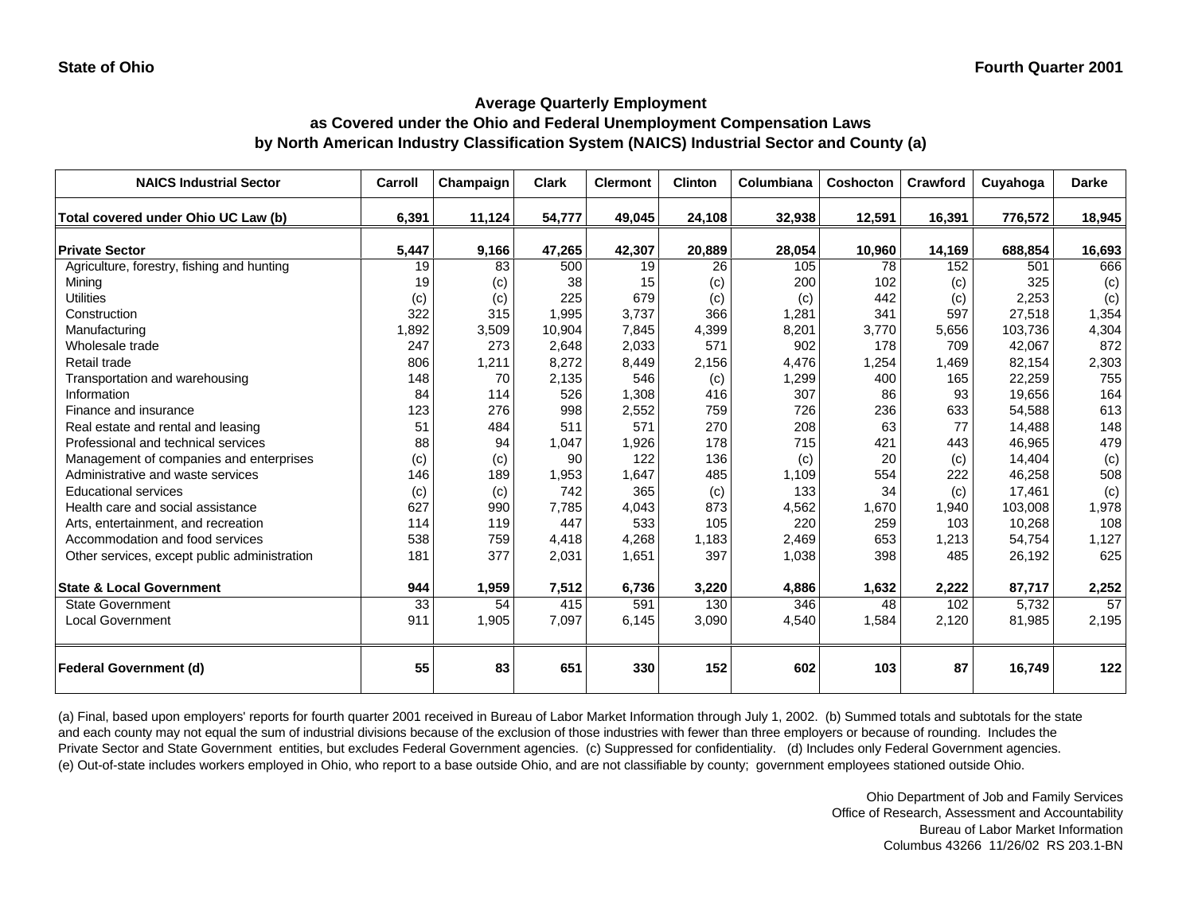**State of Ohio** **Fourth Quarter 2001**

## Average Quarterly Employment
## as Covered under the Ohio and Federal Unemployment Compensation Laws
## by North American Industry Classification System (NAICS) Industrial Sector and County (a)

| NAICS Industrial Sector | Carroll | Champaign | Clark | Clermont | Clinton | Columbiana | Coshocton | Crawford | Cuyahoga | Darke |
|---|---|---|---|---|---|---|---|---|---|---|
| **Total covered under Ohio UC Law (b)** | **6,391** | **11,124** | **54,777** | **49,045** | **24,108** | **32,938** | **12,591** | **16,391** | **776,572** | **18,945** |
| **Private Sector** | **5,447** | **9,166** | **47,265** | **42,307** | **20,889** | **28,054** | **10,960** | **14,169** | **688,854** | **16,693** |
| Agriculture, forestry, fishing and hunting | 19 | 83 | 500 | 19 | 26 | 105 | 78 | 152 | 501 | 666 |
| Mining | 19 | (c) | 38 | 15 | (c) | 200 | 102 | (c) | 325 | (c) |
| Utilities | (c) | (c) | 225 | 679 | (c) | (c) | 442 | (c) | 2,253 | (c) |
| Construction | 322 | 315 | 1,995 | 3,737 | 366 | 1,281 | 341 | 597 | 27,518 | 1,354 |
| Manufacturing | 1,892 | 3,509 | 10,904 | 7,845 | 4,399 | 8,201 | 3,770 | 5,656 | 103,736 | 4,304 |
| Wholesale trade | 247 | 273 | 2,648 | 2,033 | 571 | 902 | 178 | 709 | 42,067 | 872 |
| Retail trade | 806 | 1,211 | 8,272 | 8,449 | 2,156 | 4,476 | 1,254 | 1,469 | 82,154 | 2,303 |
| Transportation and warehousing | 148 | 70 | 2,135 | 546 | (c) | 1,299 | 400 | 165 | 22,259 | 755 |
| Information | 84 | 114 | 526 | 1,308 | 416 | 307 | 86 | 93 | 19,656 | 164 |
| Finance and insurance | 123 | 276 | 998 | 2,552 | 759 | 726 | 236 | 633 | 54,588 | 613 |
| Real estate and rental and leasing | 51 | 484 | 511 | 571 | 270 | 208 | 63 | 77 | 14,488 | 148 |
| Professional and technical services | 88 | 94 | 1,047 | 1,926 | 178 | 715 | 421 | 443 | 46,965 | 479 |
| Management of companies and enterprises | (c) | (c) | 90 | 122 | 136 | (c) | 20 | (c) | 14,404 | (c) |
| Administrative and waste services | 146 | 189 | 1,953 | 1,647 | 485 | 1,109 | 554 | 222 | 46,258 | 508 |
| Educational services | (c) | (c) | 742 | 365 | (c) | 133 | 34 | (c) | 17,461 | (c) |
| Health care and social assistance | 627 | 990 | 7,785 | 4,043 | 873 | 4,562 | 1,670 | 1,940 | 103,008 | 1,978 |
| Arts, entertainment, and recreation | 114 | 119 | 447 | 533 | 105 | 220 | 259 | 103 | 10,268 | 108 |
| Accommodation and food services | 538 | 759 | 4,418 | 4,268 | 1,183 | 2,469 | 653 | 1,213 | 54,754 | 1,127 |
| Other services, except public administration | 181 | 377 | 2,031 | 1,651 | 397 | 1,038 | 398 | 485 | 26,192 | 625 |
| **State & Local Government** | **944** | **1,959** | **7,512** | **6,736** | **3,220** | **4,886** | **1,632** | **2,222** | **87,717** | **2,252** |
| State Government | 33 | 54 | 415 | 591 | 130 | 346 | 48 | 102 | 5,732 | 57 |
| Local Government | 911 | 1,905 | 7,097 | 6,145 | 3,090 | 4,540 | 1,584 | 2,120 | 81,985 | 2,195 |
| **Federal Government (d)** | **55** | **83** | **651** | **330** | **152** | **602** | **103** | **87** | **16,749** | **122** |

(a) Final, based upon employers' reports for fourth quarter 2001 received in Bureau of Labor Market Information through July 1, 2002. (b) Summed totals and subtotals for the state and each county may not equal the sum of industrial divisions because of the exclusion of those industries with fewer than three employers or because of rounding. Includes the Private Sector and State Government entities, but excludes Federal Government agencies. (c) Suppressed for confidentiality. (d) Includes only Federal Government agencies. (e) Out-of-state includes workers employed in Ohio, who report to a base outside Ohio, and are not classifiable by county; government employees stationed outside Ohio.

Ohio Department of Job and Family Services
Office of Research, Assessment and Accountability
Bureau of Labor Market Information
Columbus 43266 11/26/02 RS 203.1-BN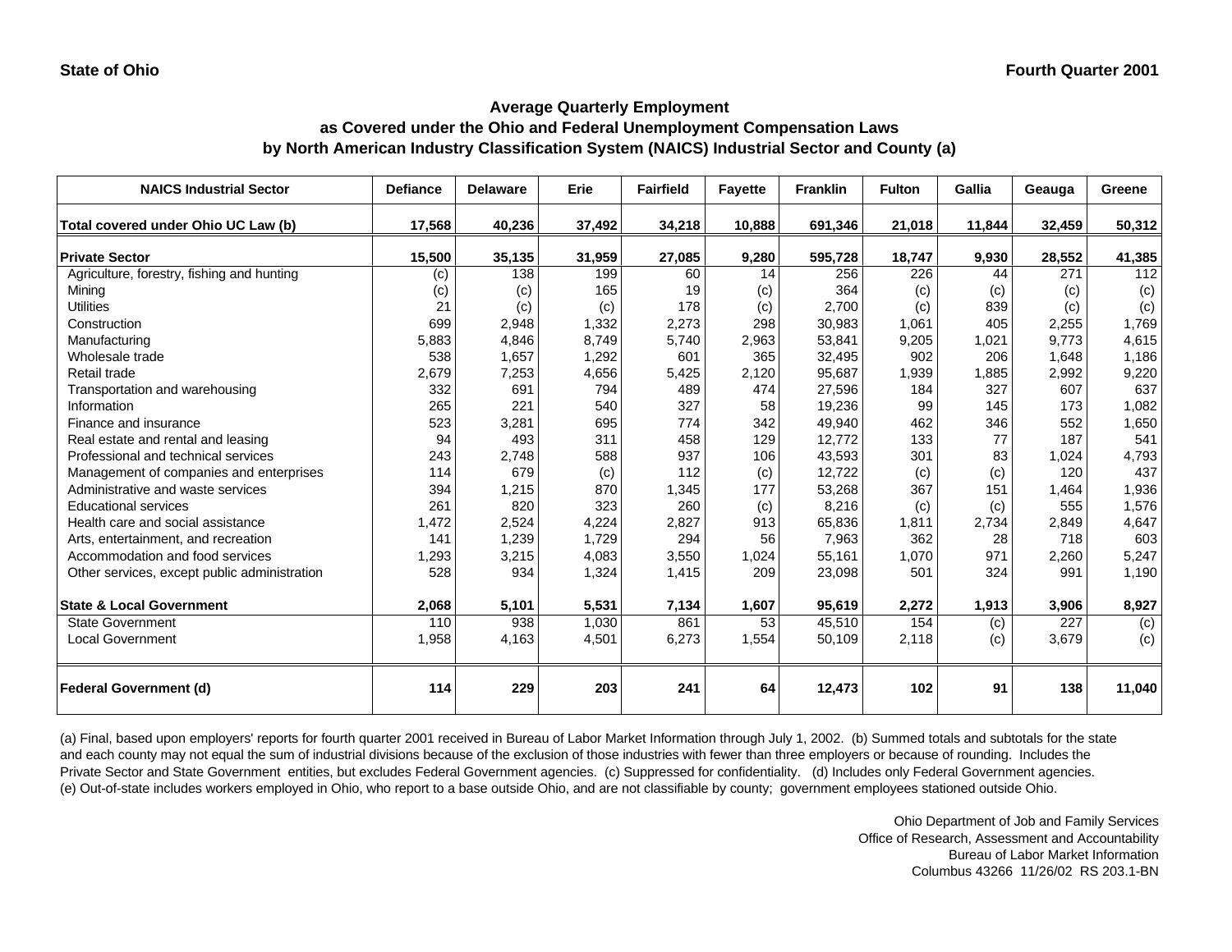State of Ohio | Fourth Quarter 2001

## Average Quarterly Employment as Covered under the Ohio and Federal Unemployment Compensation Laws by North American Industry Classification System (NAICS) Industrial Sector and County (a)

| NAICS Industrial Sector | Defiance | Delaware | Erie | Fairfield | Fayette | Franklin | Fulton | Gallia | Geauga | Greene |
|---|---|---|---|---|---|---|---|---|---|---|
| **Total covered under Ohio UC Law (b)** | **17,568** | **40,236** | **37,492** | **34,218** | **10,888** | **691,346** | **21,018** | **11,844** | **32,459** | **50,312** |
| **Private Sector** | **15,500** | **35,135** | **31,959** | **27,085** | **9,280** | **595,728** | **18,747** | **9,930** | **28,552** | **41,385** |
| Agriculture, forestry, fishing and hunting | (c) | 138 | 199 | 60 | 14 | 256 | 226 | 44 | 271 | 112 |
| Mining | (c) | (c) | 165 | 19 | (c) | 364 | (c) | (c) | (c) | (c) |
| Utilities | 21 | (c) | (c) | 178 | (c) | 2,700 | (c) | 839 | (c) | (c) |
| Construction | 699 | 2,948 | 1,332 | 2,273 | 298 | 30,983 | 1,061 | 405 | 2,255 | 1,769 |
| Manufacturing | 5,883 | 4,846 | 8,749 | 5,740 | 2,963 | 53,841 | 9,205 | 1,021 | 9,773 | 4,615 |
| Wholesale trade | 538 | 1,657 | 1,292 | 601 | 365 | 32,495 | 902 | 206 | 1,648 | 1,186 |
| Retail trade | 2,679 | 7,253 | 4,656 | 5,425 | 2,120 | 95,687 | 1,939 | 1,885 | 2,992 | 9,220 |
| Transportation and warehousing | 332 | 691 | 794 | 489 | 474 | 27,596 | 184 | 327 | 607 | 637 |
| Information | 265 | 221 | 540 | 327 | 58 | 19,236 | 99 | 145 | 173 | 1,082 |
| Finance and insurance | 523 | 3,281 | 695 | 774 | 342 | 49,940 | 462 | 346 | 552 | 1,650 |
| Real estate and rental and leasing | 94 | 493 | 311 | 458 | 129 | 12,772 | 133 | 77 | 187 | 541 |
| Professional and technical services | 243 | 2,748 | 588 | 937 | 106 | 43,593 | 301 | 83 | 1,024 | 4,793 |
| Management of companies and enterprises | 114 | 679 | (c) | 112 | (c) | 12,722 | (c) | (c) | 120 | 437 |
| Administrative and waste services | 394 | 1,215 | 870 | 1,345 | 177 | 53,268 | 367 | 151 | 1,464 | 1,936 |
| Educational services | 261 | 820 | 323 | 260 | (c) | 8,216 | (c) | (c) | 555 | 1,576 |
| Health care and social assistance | 1,472 | 2,524 | 4,224 | 2,827 | 913 | 65,836 | 1,811 | 2,734 | 2,849 | 4,647 |
| Arts, entertainment, and recreation | 141 | 1,239 | 1,729 | 294 | 56 | 7,963 | 362 | 28 | 718 | 603 |
| Accommodation and food services | 1,293 | 3,215 | 4,083 | 3,550 | 1,024 | 55,161 | 1,070 | 971 | 2,260 | 5,247 |
| Other services, except public administration | 528 | 934 | 1,324 | 1,415 | 209 | 23,098 | 501 | 324 | 991 | 1,190 |
| **State & Local Government** | **2,068** | **5,101** | **5,531** | **7,134** | **1,607** | **95,619** | **2,272** | **1,913** | **3,906** | **8,927** |
| State Government | 110 | 938 | 1,030 | 861 | 53 | 45,510 | 154 | (c) | 227 | (c) |
| Local Government | 1,958 | 4,163 | 4,501 | 6,273 | 1,554 | 50,109 | 2,118 | (c) | 3,679 | (c) |
| **Federal Government (d)** | **114** | **229** | **203** | **241** | **64** | **12,473** | **102** | **91** | **138** | **11,040** |

(a) Final, based upon employers' reports for fourth quarter 2001 received in Bureau of Labor Market Information through July 1, 2002. (b) Summed totals and subtotals for the state and each county may not equal the sum of industrial divisions because of the exclusion of those industries with fewer than three employers or because of rounding. Includes the Private Sector and State Government entities, but excludes Federal Government agencies. (c) Suppressed for confidentiality. (d) Includes only Federal Government agencies. (e) Out-of-state includes workers employed in Ohio, who report to a base outside Ohio, and are not classifiable by county; government employees stationed outside Ohio.

Ohio Department of Job and Family Services
Office of Research, Assessment and Accountability
Bureau of Labor Market Information
Columbus 43266 11/26/02 RS 203.1-BN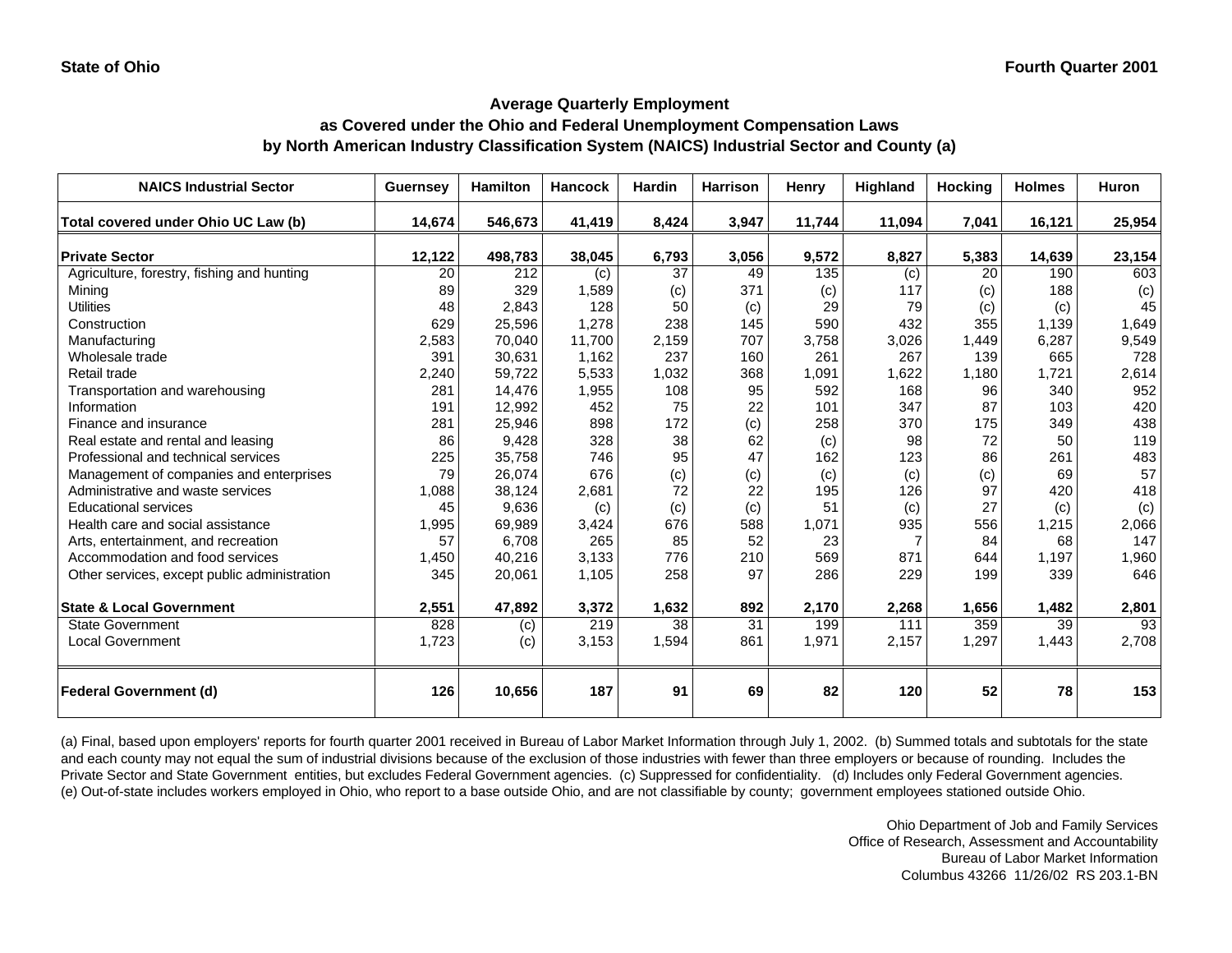State of Ohio

Fourth Quarter 2001

## Average Quarterly Employment as Covered under the Ohio and Federal Unemployment Compensation Laws by North American Industry Classification System (NAICS) Industrial Sector and County (a)

| NAICS Industrial Sector | Guernsey | Hamilton | Hancock | Hardin | Harrison | Henry | Highland | Hocking | Holmes | Huron |
|---|---|---|---|---|---|---|---|---|---|---|
| **Total covered under Ohio UC Law (b)** | **14,674** | **546,673** | **41,419** | **8,424** | **3,947** | **11,744** | **11,094** | **7,041** | **16,121** | **25,954** |
| **Private Sector** | **12,122** | **498,783** | **38,045** | **6,793** | **3,056** | **9,572** | **8,827** | **5,383** | **14,639** | **23,154** |
| Agriculture, forestry, fishing and hunting | 20 | 212 | (c) | 37 | 49 | 135 | (c) | 20 | 190 | 603 |
| Mining | 89 | 329 | 1,589 | (c) | 371 | (c) | 117 | (c) | 188 | (c) |
| Utilities | 48 | 2,843 | 128 | 50 | (c) | 29 | 79 | (c) | (c) | 45 |
| Construction | 629 | 25,596 | 1,278 | 238 | 145 | 590 | 432 | 355 | 1,139 | 1,649 |
| Manufacturing | 2,583 | 70,040 | 11,700 | 2,159 | 707 | 3,758 | 3,026 | 1,449 | 6,287 | 9,549 |
| Wholesale trade | 391 | 30,631 | 1,162 | 237 | 160 | 261 | 267 | 139 | 665 | 728 |
| Retail trade | 2,240 | 59,722 | 5,533 | 1,032 | 368 | 1,091 | 1,622 | 1,180 | 1,721 | 2,614 |
| Transportation and warehousing | 281 | 14,476 | 1,955 | 108 | 95 | 592 | 168 | 96 | 340 | 952 |
| Information | 191 | 12,992 | 452 | 75 | 22 | 101 | 347 | 87 | 103 | 420 |
| Finance and insurance | 281 | 25,946 | 898 | 172 | (c) | 258 | 370 | 175 | 349 | 438 |
| Real estate and rental and leasing | 86 | 9,428 | 328 | 38 | 62 | (c) | 98 | 72 | 50 | 119 |
| Professional and technical services | 225 | 35,758 | 746 | 95 | 47 | 162 | 123 | 86 | 261 | 483 |
| Management of companies and enterprises | 79 | 26,074 | 676 | (c) | (c) | (c) | (c) | (c) | 69 | 57 |
| Administrative and waste services | 1,088 | 38,124 | 2,681 | 72 | 22 | 195 | 126 | 97 | 420 | 418 |
| Educational services | 45 | 9,636 | (c) | (c) | (c) | 51 | (c) | 27 | (c) | (c) |
| Health care and social assistance | 1,995 | 69,989 | 3,424 | 676 | 588 | 1,071 | 935 | 556 | 1,215 | 2,066 |
| Arts, entertainment, and recreation | 57 | 6,708 | 265 | 85 | 52 | 23 | 7 | 84 | 68 | 147 |
| Accommodation and food services | 1,450 | 40,216 | 3,133 | 776 | 210 | 569 | 871 | 644 | 1,197 | 1,960 |
| Other services, except public administration | 345 | 20,061 | 1,105 | 258 | 97 | 286 | 229 | 199 | 339 | 646 |
| **State & Local Government** | **2,551** | **47,892** | **3,372** | **1,632** | **892** | **2,170** | **2,268** | **1,656** | **1,482** | **2,801** |
| State Government | 828 | (c) | 219 | 38 | 31 | 199 | 111 | 359 | 39 | 93 |
| Local Government | 1,723 | (c) | 3,153 | 1,594 | 861 | 1,971 | 2,157 | 1,297 | 1,443 | 2,708 |
| **Federal Government (d)** | **126** | **10,656** | **187** | **91** | **69** | **82** | **120** | **52** | **78** | **153** |

(a) Final, based upon employers' reports for fourth quarter 2001 received in Bureau of Labor Market Information through July 1, 2002. (b) Summed totals and subtotals for the state and each county may not equal the sum of industrial divisions because of the exclusion of those industries with fewer than three employers or because of rounding. Includes the Private Sector and State Government entities, but excludes Federal Government agencies. (c) Suppressed for confidentiality. (d) Includes only Federal Government agencies. (e) Out-of-state includes workers employed in Ohio, who report to a base outside Ohio, and are not classifiable by county; government employees stationed outside Ohio.

Ohio Department of Job and Family Services
Office of Research, Assessment and Accountability
Bureau of Labor Market Information
Columbus 43266 11/26/02 RS 203.1-BN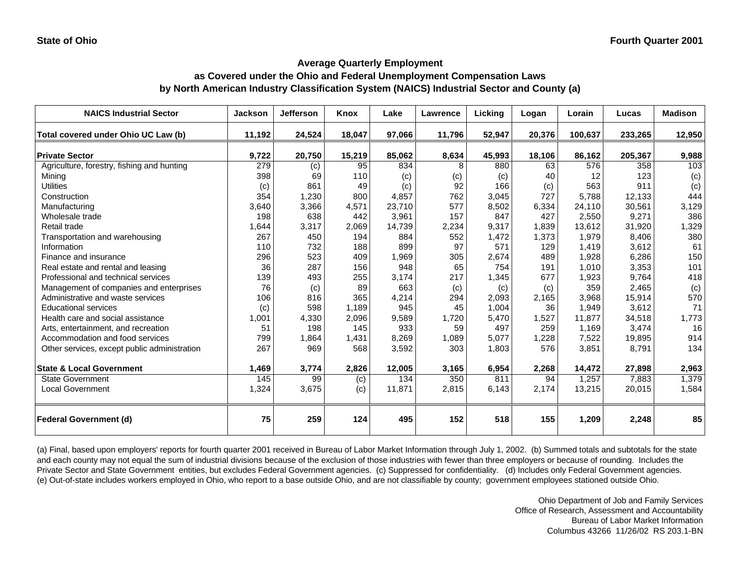State of Ohio

Fourth Quarter 2001

## Average Quarterly Employment as Covered under the Ohio and Federal Unemployment Compensation Laws by North American Industry Classification System (NAICS) Industrial Sector and County (a)

| NAICS Industrial Sector | Jackson | Jefferson | Knox | Lake | Lawrence | Licking | Logan | Lorain | Lucas | Madison |
|---|---|---|---|---|---|---|---|---|---|---|
| **Total covered under Ohio UC Law (b)** | **11,192** | **24,524** | **18,047** | **97,066** | **11,796** | **52,947** | **20,376** | **100,637** | **233,265** | **12,950** |
| **Private Sector** | **9,722** | **20,750** | **15,219** | **85,062** | **8,634** | **45,993** | **18,106** | **86,162** | **205,367** | **9,988** |
| Agriculture, forestry, fishing and hunting | 279 | (c) | 95 | 834 | 8 | 880 | 63 | 576 | 358 | 103 |
| Mining | 398 | 69 | 110 | (c) | (c) | (c) | 40 | 12 | 123 | (c) |
| Utilities | (c) | 861 | 49 | (c) | 92 | 166 | (c) | 563 | 911 | (c) |
| Construction | 354 | 1,230 | 800 | 4,857 | 762 | 3,045 | 727 | 5,788 | 12,133 | 444 |
| Manufacturing | 3,640 | 3,366 | 4,571 | 23,710 | 577 | 8,502 | 6,334 | 24,110 | 30,561 | 3,129 |
| Wholesale trade | 198 | 638 | 442 | 3,961 | 157 | 847 | 427 | 2,550 | 9,271 | 386 |
| Retail trade | 1,644 | 3,317 | 2,069 | 14,739 | 2,234 | 9,317 | 1,839 | 13,612 | 31,920 | 1,329 |
| Transportation and warehousing | 267 | 450 | 194 | 884 | 552 | 1,472 | 1,373 | 1,979 | 8,406 | 380 |
| Information | 110 | 732 | 188 | 899 | 97 | 571 | 129 | 1,419 | 3,612 | 61 |
| Finance and insurance | 296 | 523 | 409 | 1,969 | 305 | 2,674 | 489 | 1,928 | 6,286 | 150 |
| Real estate and rental and leasing | 36 | 287 | 156 | 948 | 65 | 754 | 191 | 1,010 | 3,353 | 101 |
| Professional and technical services | 139 | 493 | 255 | 3,174 | 217 | 1,345 | 677 | 1,923 | 9,764 | 418 |
| Management of companies and enterprises | 76 | (c) | 89 | 663 | (c) | (c) | (c) | 359 | 2,465 | (c) |
| Administrative and waste services | 106 | 816 | 365 | 4,214 | 294 | 2,093 | 2,165 | 3,968 | 15,914 | 570 |
| Educational services | (c) | 598 | 1,189 | 945 | 45 | 1,004 | 36 | 1,949 | 3,612 | 71 |
| Health care and social assistance | 1,001 | 4,330 | 2,096 | 9,589 | 1,720 | 5,470 | 1,527 | 11,877 | 34,518 | 1,773 |
| Arts, entertainment, and recreation | 51 | 198 | 145 | 933 | 59 | 497 | 259 | 1,169 | 3,474 | 16 |
| Accommodation and food services | 799 | 1,864 | 1,431 | 8,269 | 1,089 | 5,077 | 1,228 | 7,522 | 19,895 | 914 |
| Other services, except public administration | 267 | 969 | 568 | 3,592 | 303 | 1,803 | 576 | 3,851 | 8,791 | 134 |
| **State & Local Government** | **1,469** | **3,774** | **2,826** | **12,005** | **3,165** | **6,954** | **2,268** | **14,472** | **27,898** | **2,963** |
| State Government | 145 | 99 | (c) | 134 | 350 | 811 | 94 | 1,257 | 7,883 | 1,379 |
| Local Government | 1,324 | 3,675 | (c) | 11,871 | 2,815 | 6,143 | 2,174 | 13,215 | 20,015 | 1,584 |
| **Federal Government (d)** | **75** | **259** | **124** | **495** | **152** | **518** | **155** | **1,209** | **2,248** | **85** |

(a) Final, based upon employers' reports for fourth quarter 2001 received in Bureau of Labor Market Information through July 1, 2002. (b) Summed totals and subtotals for the state and each county may not equal the sum of industrial divisions because of the exclusion of those industries with fewer than three employers or because of rounding. Includes the Private Sector and State Government entities, but excludes Federal Government agencies. (c) Suppressed for confidentiality. (d) Includes only Federal Government agencies. (e) Out-of-state includes workers employed in Ohio, who report to a base outside Ohio, and are not classifiable by county; government employees stationed outside Ohio.

Ohio Department of Job and Family Services
Office of Research, Assessment and Accountability
Bureau of Labor Market Information
Columbus 43266 11/26/02 RS 203.1-BN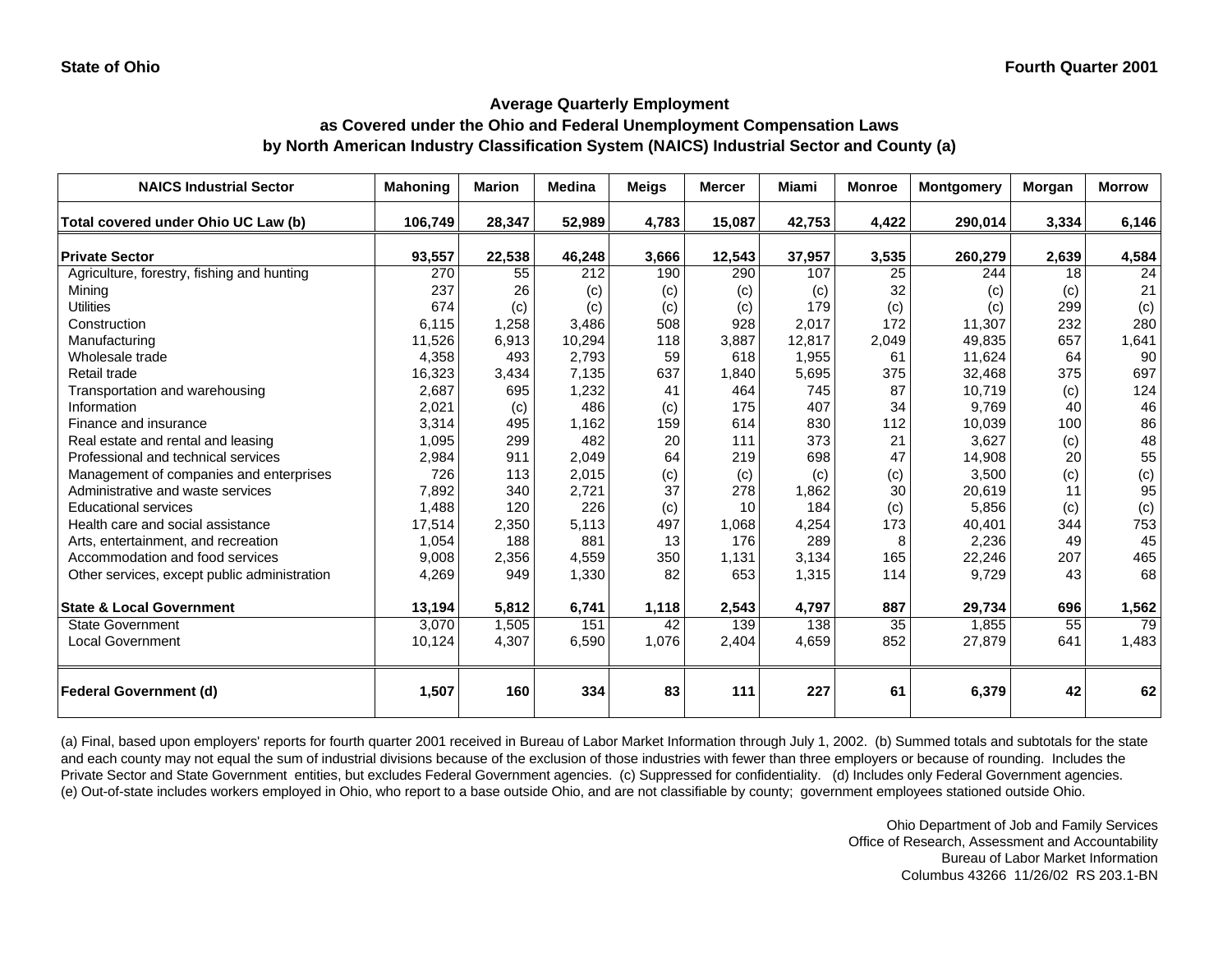**State of Ohio** **Fourth Quarter 2001**

## Average Quarterly Employment
## as Covered under the Ohio and Federal Unemployment Compensation Laws
## by North American Industry Classification System (NAICS) Industrial Sector and County (a)

| NAICS Industrial Sector | Mahoning | Marion | Medina | Meigs | Mercer | Miami | Monroe | Montgomery | Morgan | Morrow |
|---|---|---|---|---|---|---|---|---|---|---|
| **Total covered under Ohio UC Law (b)** | **106,749** | **28,347** | **52,989** | **4,783** | **15,087** | **42,753** | **4,422** | **290,014** | **3,334** | **6,146** |
| **Private Sector** | **93,557** | **22,538** | **46,248** | **3,666** | **12,543** | **37,957** | **3,535** | **260,279** | **2,639** | **4,584** |
| Agriculture, forestry, fishing and hunting | 270 | 55 | 212 | 190 | 290 | 107 | 25 | 244 | 18 | 24 |
| Mining | 237 | 26 | (c) | (c) | (c) | (c) | 32 | (c) | (c) | 21 |
| Utilities | 674 | (c) | (c) | (c) | (c) | 179 | (c) | (c) | 299 | (c) |
| Construction | 6,115 | 1,258 | 3,486 | 508 | 928 | 2,017 | 172 | 11,307 | 232 | 280 |
| Manufacturing | 11,526 | 6,913 | 10,294 | 118 | 3,887 | 12,817 | 2,049 | 49,835 | 657 | 1,641 |
| Wholesale trade | 4,358 | 493 | 2,793 | 59 | 618 | 1,955 | 61 | 11,624 | 64 | 90 |
| Retail trade | 16,323 | 3,434 | 7,135 | 637 | 1,840 | 5,695 | 375 | 32,468 | 375 | 697 |
| Transportation and warehousing | 2,687 | 695 | 1,232 | 41 | 464 | 745 | 87 | 10,719 | (c) | 124 |
| Information | 2,021 | (c) | 486 | (c) | 175 | 407 | 34 | 9,769 | 40 | 46 |
| Finance and insurance | 3,314 | 495 | 1,162 | 159 | 614 | 830 | 112 | 10,039 | 100 | 86 |
| Real estate and rental and leasing | 1,095 | 299 | 482 | 20 | 111 | 373 | 21 | 3,627 | (c) | 48 |
| Professional and technical services | 2,984 | 911 | 2,049 | 64 | 219 | 698 | 47 | 14,908 | 20 | 55 |
| Management of companies and enterprises | 726 | 113 | 2,015 | (c) | (c) | (c) | (c) | 3,500 | (c) | (c) |
| Administrative and waste services | 7,892 | 340 | 2,721 | 37 | 278 | 1,862 | 30 | 20,619 | 11 | 95 |
| Educational services | 1,488 | 120 | 226 | (c) | 10 | 184 | (c) | 5,856 | (c) | (c) |
| Health care and social assistance | 17,514 | 2,350 | 5,113 | 497 | 1,068 | 4,254 | 173 | 40,401 | 344 | 753 |
| Arts, entertainment, and recreation | 1,054 | 188 | 881 | 13 | 176 | 289 | 8 | 2,236 | 49 | 45 |
| Accommodation and food services | 9,008 | 2,356 | 4,559 | 350 | 1,131 | 3,134 | 165 | 22,246 | 207 | 465 |
| Other services, except public administration | 4,269 | 949 | 1,330 | 82 | 653 | 1,315 | 114 | 9,729 | 43 | 68 |
| **State & Local Government** | **13,194** | **5,812** | **6,741** | **1,118** | **2,543** | **4,797** | **887** | **29,734** | **696** | **1,562** |
| State Government | 3,070 | 1,505 | 151 | 42 | 139 | 138 | 35 | 1,855 | 55 | 79 |
| Local Government | 10,124 | 4,307 | 6,590 | 1,076 | 2,404 | 4,659 | 852 | 27,879 | 641 | 1,483 |
| **Federal Government (d)** | **1,507** | **160** | **334** | **83** | **111** | **227** | **61** | **6,379** | **42** | **62** |

(a) Final, based upon employers' reports for fourth quarter 2001 received in Bureau of Labor Market Information through July 1, 2002. (b) Summed totals and subtotals for the state and each county may not equal the sum of industrial divisions because of the exclusion of those industries with fewer than three employers or because of rounding. Includes the Private Sector and State Government entities, but excludes Federal Government agencies. (c) Suppressed for confidentiality. (d) Includes only Federal Government agencies. (e) Out-of-state includes workers employed in Ohio, who report to a base outside Ohio, and are not classifiable by county; government employees stationed outside Ohio.

Ohio Department of Job and Family Services
Office of Research, Assessment and Accountability
Bureau of Labor Market Information
Columbus 43266 11/26/02 RS 203.1-BN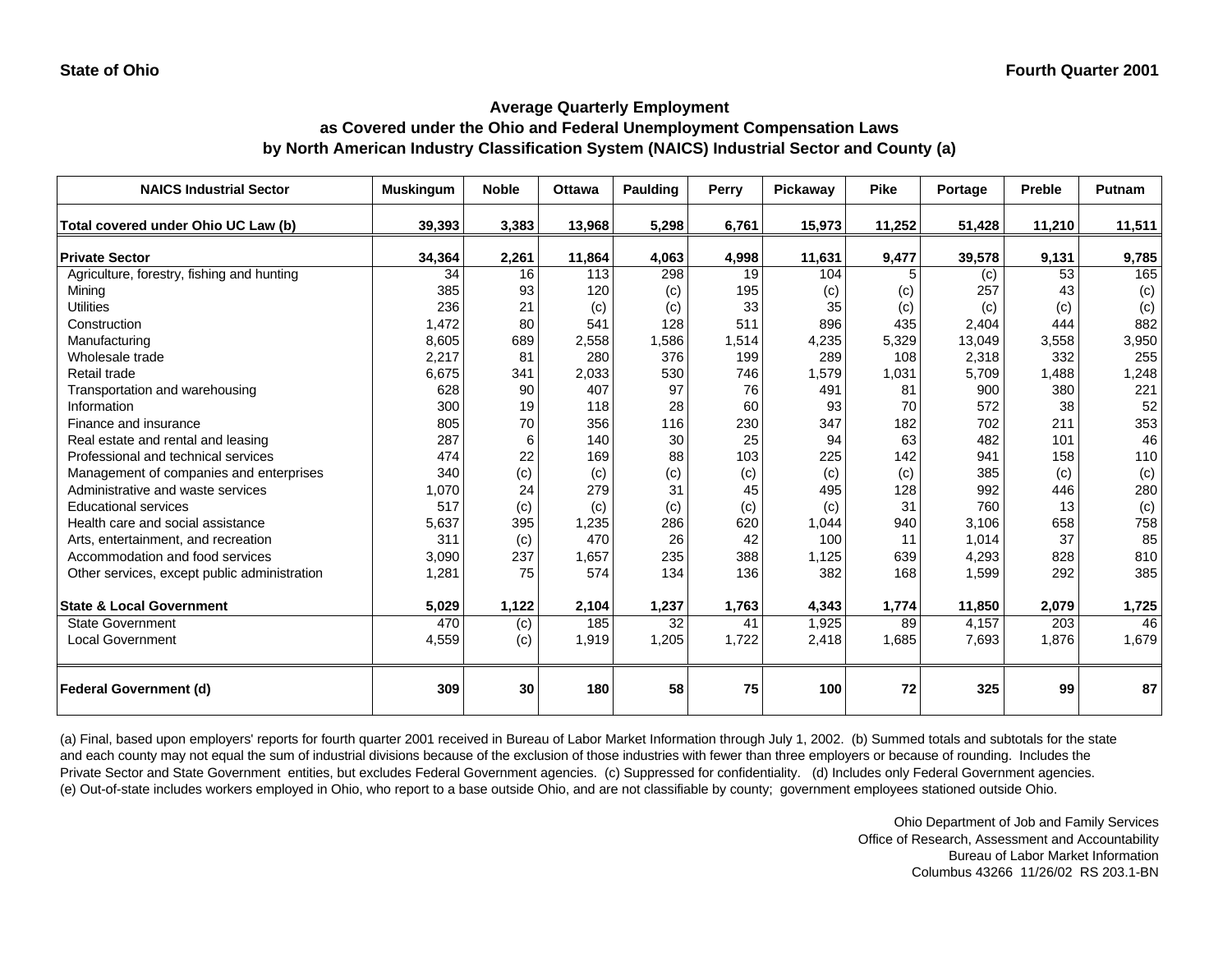**State of Ohio** **Fourth Quarter 2001**

## Average Quarterly Employment as Covered under the Ohio and Federal Unemployment Compensation Laws by North American Industry Classification System (NAICS) Industrial Sector and County (a)

| NAICS Industrial Sector | Muskingum | Noble | Ottawa | Paulding | Perry | Pickaway | Pike | Portage | Preble | Putnam |
|---|---|---|---|---|---|---|---|---|---|---|
| **Total covered under Ohio UC Law (b)** | **39,393** | **3,383** | **13,968** | **5,298** | **6,761** | **15,973** | **11,252** | **51,428** | **11,210** | **11,511** |
| **Private Sector** | **34,364** | **2,261** | **11,864** | **4,063** | **4,998** | **11,631** | **9,477** | **39,578** | **9,131** | **9,785** |
| Agriculture, forestry, fishing and hunting | 34 | 16 | 113 | 298 | 19 | 104 | 5 | (c) | 53 | 165 |
| Mining | 385 | 93 | 120 | (c) | 195 | (c) | (c) | 257 | 43 | (c) |
| Utilities | 236 | 21 | (c) | (c) | 33 | 35 | (c) | (c) | (c) | (c) |
| Construction | 1,472 | 80 | 541 | 128 | 511 | 896 | 435 | 2,404 | 444 | 882 |
| Manufacturing | 8,605 | 689 | 2,558 | 1,586 | 1,514 | 4,235 | 5,329 | 13,049 | 3,558 | 3,950 |
| Wholesale trade | 2,217 | 81 | 280 | 376 | 199 | 289 | 108 | 2,318 | 332 | 255 |
| Retail trade | 6,675 | 341 | 2,033 | 530 | 746 | 1,579 | 1,031 | 5,709 | 1,488 | 1,248 |
| Transportation and warehousing | 628 | 90 | 407 | 97 | 76 | 491 | 81 | 900 | 380 | 221 |
| Information | 300 | 19 | 118 | 28 | 60 | 93 | 70 | 572 | 38 | 52 |
| Finance and insurance | 805 | 70 | 356 | 116 | 230 | 347 | 182 | 702 | 211 | 353 |
| Real estate and rental and leasing | 287 | 6 | 140 | 30 | 25 | 94 | 63 | 482 | 101 | 46 |
| Professional and technical services | 474 | 22 | 169 | 88 | 103 | 225 | 142 | 941 | 158 | 110 |
| Management of companies and enterprises | 340 | (c) | (c) | (c) | (c) | (c) | (c) | 385 | (c) | (c) |
| Administrative and waste services | 1,070 | 24 | 279 | 31 | 45 | 495 | 128 | 992 | 446 | 280 |
| Educational services | 517 | (c) | (c) | (c) | (c) | (c) | 31 | 760 | 13 | (c) |
| Health care and social assistance | 5,637 | 395 | 1,235 | 286 | 620 | 1,044 | 940 | 3,106 | 658 | 758 |
| Arts, entertainment, and recreation | 311 | (c) | 470 | 26 | 42 | 100 | 11 | 1,014 | 37 | 85 |
| Accommodation and food services | 3,090 | 237 | 1,657 | 235 | 388 | 1,125 | 639 | 4,293 | 828 | 810 |
| Other services, except public administration | 1,281 | 75 | 574 | 134 | 136 | 382 | 168 | 1,599 | 292 | 385 |
| **State & Local Government** | **5,029** | **1,122** | **2,104** | **1,237** | **1,763** | **4,343** | **1,774** | **11,850** | **2,079** | **1,725** |
| State Government | 470 | (c) | 185 | 32 | 41 | 1,925 | 89 | 4,157 | 203 | 46 |
| Local Government | 4,559 | (c) | 1,919 | 1,205 | 1,722 | 2,418 | 1,685 | 7,693 | 1,876 | 1,679 |
| **Federal Government (d)** | **309** | **30** | **180** | **58** | **75** | **100** | **72** | **325** | **99** | **87** |

(a) Final, based upon employers' reports for fourth quarter 2001 received in Bureau of Labor Market Information through July 1, 2002. (b) Summed totals and subtotals for the state and each county may not equal the sum of industrial divisions because of the exclusion of those industries with fewer than three employers or because of rounding. Includes the Private Sector and State Government entities, but excludes Federal Government agencies. (c) Suppressed for confidentiality. (d) Includes only Federal Government agencies. (e) Out-of-state includes workers employed in Ohio, who report to a base outside Ohio, and are not classifiable by county; government employees stationed outside Ohio.

Ohio Department of Job and Family Services
Office of Research, Assessment and Accountability
Bureau of Labor Market Information
Columbus 43266 11/26/02 RS 203.1-BN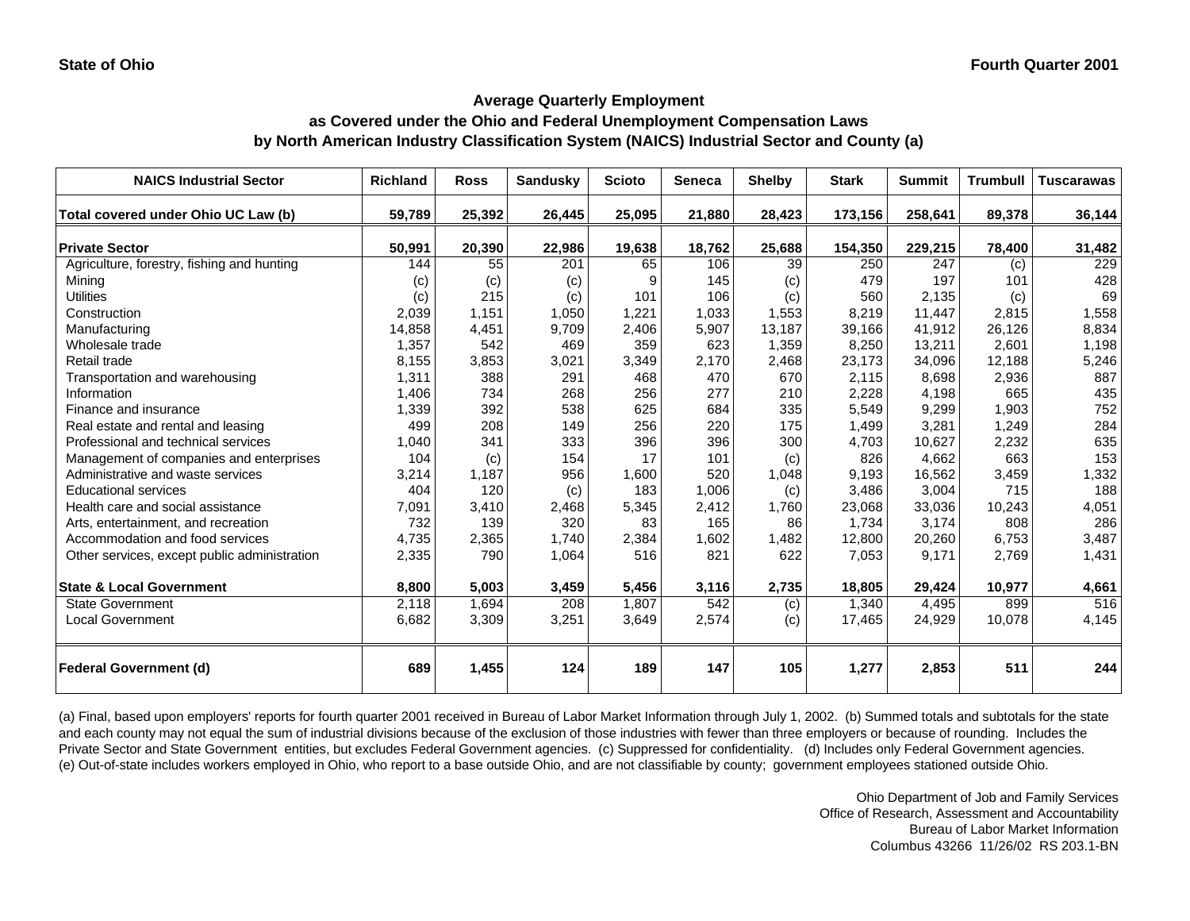State of Ohio

Fourth Quarter 2001

# Average Quarterly Employment
## as Covered under the Ohio and Federal Unemployment Compensation Laws
## by North American Industry Classification System (NAICS) Industrial Sector and County (a)

| NAICS Industrial Sector | Richland | Ross | Sandusky | Scioto | Seneca | Shelby | Stark | Summit | Trumbull | Tuscarawas |
|---|---|---|---|---|---|---|---|---|---|---|
| **Total covered under Ohio UC Law (b)** | **59,789** | **25,392** | **26,445** | **25,095** | **21,880** | **28,423** | **173,156** | **258,641** | **89,378** | **36,144** |
| **Private Sector** | **50,991** | **20,390** | **22,986** | **19,638** | **18,762** | **25,688** | **154,350** | **229,215** | **78,400** | **31,482** |
| Agriculture, forestry, fishing and hunting | 144 | 55 | 201 | 65 | 106 | 39 | 250 | 247 | (c) | 229 |
| Mining | (c) | (c) | (c) | 9 | 145 | (c) | 479 | 197 | 101 | 428 |
| Utilities | (c) | 215 | (c) | 101 | 106 | (c) | 560 | 2,135 | (c) | 69 |
| Construction | 2,039 | 1,151 | 1,050 | 1,221 | 1,033 | 1,553 | 8,219 | 11,447 | 2,815 | 1,558 |
| Manufacturing | 14,858 | 4,451 | 9,709 | 2,406 | 5,907 | 13,187 | 39,166 | 41,912 | 26,126 | 8,834 |
| Wholesale trade | 1,357 | 542 | 469 | 359 | 623 | 1,359 | 8,250 | 13,211 | 2,601 | 1,198 |
| Retail trade | 8,155 | 3,853 | 3,021 | 3,349 | 2,170 | 2,468 | 23,173 | 34,096 | 12,188 | 5,246 |
| Transportation and warehousing | 1,311 | 388 | 291 | 468 | 470 | 670 | 2,115 | 8,698 | 2,936 | 887 |
| Information | 1,406 | 734 | 268 | 256 | 277 | 210 | 2,228 | 4,198 | 665 | 435 |
| Finance and insurance | 1,339 | 392 | 538 | 625 | 684 | 335 | 5,549 | 9,299 | 1,903 | 752 |
| Real estate and rental and leasing | 499 | 208 | 149 | 256 | 220 | 175 | 1,499 | 3,281 | 1,249 | 284 |
| Professional and technical services | 1,040 | 341 | 333 | 396 | 396 | 300 | 4,703 | 10,627 | 2,232 | 635 |
| Management of companies and enterprises | 104 | (c) | 154 | 17 | 101 | (c) | 826 | 4,662 | 663 | 153 |
| Administrative and waste services | 3,214 | 1,187 | 956 | 1,600 | 520 | 1,048 | 9,193 | 16,562 | 3,459 | 1,332 |
| Educational services | 404 | 120 | (c) | 183 | 1,006 | (c) | 3,486 | 3,004 | 715 | 188 |
| Health care and social assistance | 7,091 | 3,410 | 2,468 | 5,345 | 2,412 | 1,760 | 23,068 | 33,036 | 10,243 | 4,051 |
| Arts, entertainment, and recreation | 732 | 139 | 320 | 83 | 165 | 86 | 1,734 | 3,174 | 808 | 286 |
| Accommodation and food services | 4,735 | 2,365 | 1,740 | 2,384 | 1,602 | 1,482 | 12,800 | 20,260 | 6,753 | 3,487 |
| Other services, except public administration | 2,335 | 790 | 1,064 | 516 | 821 | 622 | 7,053 | 9,171 | 2,769 | 1,431 |
| **State & Local Government** | **8,800** | **5,003** | **3,459** | **5,456** | **3,116** | **2,735** | **18,805** | **29,424** | **10,977** | **4,661** |
| State Government | 2,118 | 1,694 | 208 | 1,807 | 542 | (c) | 1,340 | 4,495 | 899 | 516 |
| Local Government | 6,682 | 3,309 | 3,251 | 3,649 | 2,574 | (c) | 17,465 | 24,929 | 10,078 | 4,145 |
| **Federal Government (d)** | **689** | **1,455** | **124** | **189** | **147** | **105** | **1,277** | **2,853** | **511** | **244** |

(a) Final, based upon employers' reports for fourth quarter 2001 received in Bureau of Labor Market Information through July 1, 2002. (b) Summed totals and subtotals for the state and each county may not equal the sum of industrial divisions because of the exclusion of those industries with fewer than three employers or because of rounding. Includes the Private Sector and State Government entities, but excludes Federal Government agencies. (c) Suppressed for confidentiality. (d) Includes only Federal Government agencies. (e) Out-of-state includes workers employed in Ohio, who report to a base outside Ohio, and are not classifiable by county; government employees stationed outside Ohio.

Ohio Department of Job and Family Services
Office of Research, Assessment and Accountability
Bureau of Labor Market Information
Columbus 43266 11/26/02 RS 203.1-BN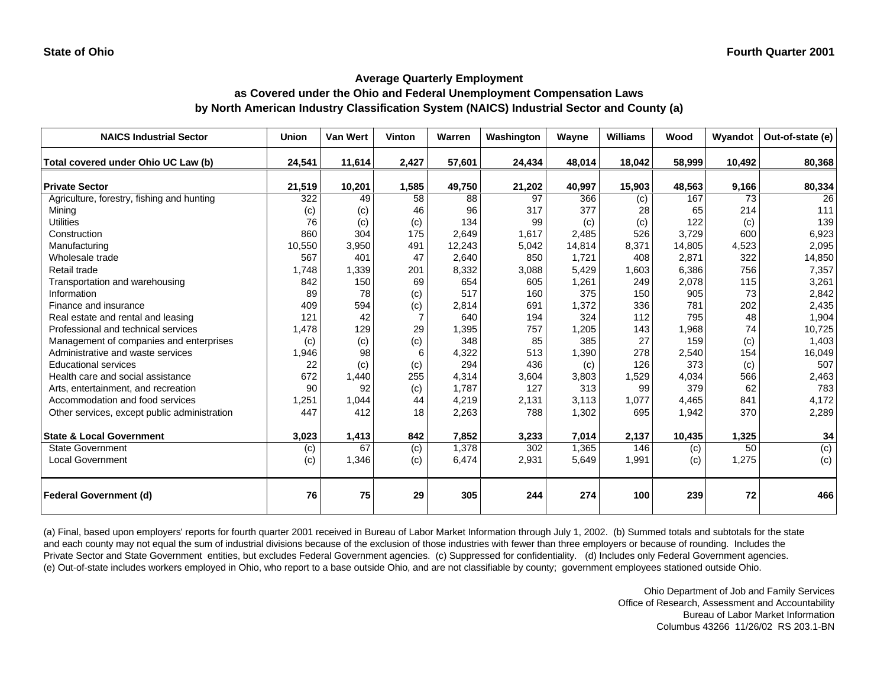State of Ohio | Fourth Quarter 2001

## Average Quarterly Employment
## as Covered under the Ohio and Federal Unemployment Compensation Laws
## by North American Industry Classification System (NAICS) Industrial Sector and County (a)

| NAICS Industrial Sector | Union | Van Wert | Vinton | Warren | Washington | Wayne | Williams | Wood | Wyandot | Out-of-state (e) |
|---|---|---|---|---|---|---|---|---|---|---|
| **Total covered under Ohio UC Law (b)** | **24,541** | **11,614** | **2,427** | **57,601** | **24,434** | **48,014** | **18,042** | **58,999** | **10,492** | **80,368** |
| **Private Sector** | **21,519** | **10,201** | **1,585** | **49,750** | **21,202** | **40,997** | **15,903** | **48,563** | **9,166** | **80,334** |
| Agriculture, forestry, fishing and hunting | 322 | 49 | 58 | 88 | 97 | 366 | (c) | 167 | 73 | 26 |
| Mining | (c) | (c) | 46 | 96 | 317 | 377 | 28 | 65 | 214 | 111 |
| Utilities | 76 | (c) | (c) | 134 | 99 | (c) | (c) | 122 | (c) | 139 |
| Construction | 860 | 304 | 175 | 2,649 | 1,617 | 2,485 | 526 | 3,729 | 600 | 6,923 |
| Manufacturing | 10,550 | 3,950 | 491 | 12,243 | 5,042 | 14,814 | 8,371 | 14,805 | 4,523 | 2,095 |
| Wholesale trade | 567 | 401 | 47 | 2,640 | 850 | 1,721 | 408 | 2,871 | 322 | 14,850 |
| Retail trade | 1,748 | 1,339 | 201 | 8,332 | 3,088 | 5,429 | 1,603 | 6,386 | 756 | 7,357 |
| Transportation and warehousing | 842 | 150 | 69 | 654 | 605 | 1,261 | 249 | 2,078 | 115 | 3,261 |
| Information | 89 | 78 | (c) | 517 | 160 | 375 | 150 | 905 | 73 | 2,842 |
| Finance and insurance | 409 | 594 | (c) | 2,814 | 691 | 1,372 | 336 | 781 | 202 | 2,435 |
| Real estate and rental and leasing | 121 | 42 | 7 | 640 | 194 | 324 | 112 | 795 | 48 | 1,904 |
| Professional and technical services | 1,478 | 129 | 29 | 1,395 | 757 | 1,205 | 143 | 1,968 | 74 | 10,725 |
| Management of companies and enterprises | (c) | (c) | (c) | 348 | 85 | 385 | 27 | 159 | (c) | 1,403 |
| Administrative and waste services | 1,946 | 98 | 6 | 4,322 | 513 | 1,390 | 278 | 2,540 | 154 | 16,049 |
| Educational services | 22 | (c) | (c) | 294 | 436 | (c) | 126 | 373 | (c) | 507 |
| Health care and social assistance | 672 | 1,440 | 255 | 4,314 | 3,604 | 3,803 | 1,529 | 4,034 | 566 | 2,463 |
| Arts, entertainment, and recreation | 90 | 92 | (c) | 1,787 | 127 | 313 | 99 | 379 | 62 | 783 |
| Accommodation and food services | 1,251 | 1,044 | 44 | 4,219 | 2,131 | 3,113 | 1,077 | 4,465 | 841 | 4,172 |
| Other services, except public administration | 447 | 412 | 18 | 2,263 | 788 | 1,302 | 695 | 1,942 | 370 | 2,289 |
| **State & Local Government** | **3,023** | **1,413** | **842** | **7,852** | **3,233** | **7,014** | **2,137** | **10,435** | **1,325** | **34** |
| State Government | (c) | 67 | (c) | 1,378 | 302 | 1,365 | 146 | (c) | 50 | (c) |
| Local Government | (c) | 1,346 | (c) | 6,474 | 2,931 | 5,649 | 1,991 | (c) | 1,275 | (c) |
| **Federal Government (d)** | **76** | **75** | **29** | **305** | **244** | **274** | **100** | **239** | **72** | **466** |

(a) Final, based upon employers' reports for fourth quarter 2001 received in Bureau of Labor Market Information through July 1, 2002. (b) Summed totals and subtotals for the state and each county may not equal the sum of industrial divisions because of the exclusion of those industries with fewer than three employers or because of rounding. Includes the Private Sector and State Government entities, but excludes Federal Government agencies. (c) Suppressed for confidentiality. (d) Includes only Federal Government agencies. (e) Out-of-state includes workers employed in Ohio, who report to a base outside Ohio, and are not classifiable by county; government employees stationed outside Ohio.

Ohio Department of Job and Family Services
Office of Research, Assessment and Accountability
Bureau of Labor Market Information
Columbus 43266 11/26/02 RS 203.1-BN